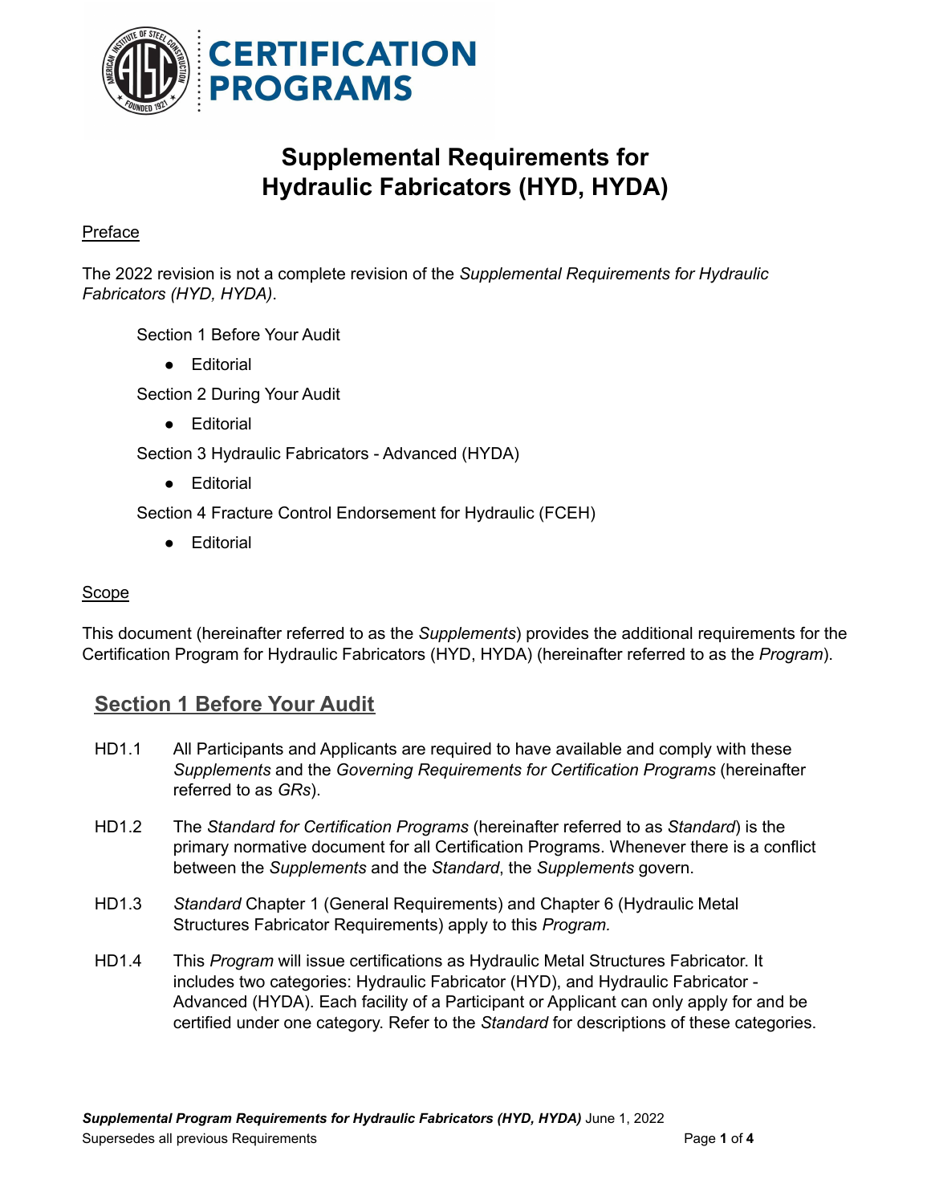# Supplemental Requirements for Hydraulic Fabricators (HYD, HYDA)

Preface

The 2022 revision is not a complete revision of the *Supplemental Requirements for Hydraulic Fabricators (HYD, HYDA)*.

Section 1 Before Your Audit

- Editorial

Section 2 During Your Audit

- Editorial

Section 3 Hydraulic Fabricators - Advanced (HYDA)

- Editorial

Section 4 Fracture Control Endorsement for Hydraulic (FCEH)

- Editorial

Scope

This document (hereinafter referred to as the *Supplements*) provides the additional requirements for the Certification Program for Hydraulic Fabricators (HYD, HYDA) (hereinafter referred to as the *Program*).

## Section 1 Before Your Audit

HD1.1 All Participants and Applicants are required to have available and comply with these *Supplements* and the *Governing Requirements for Certification Programs* (hereinafter referred to as *GRs*).

HD1.2 The *Standard for Certification Programs* (hereinafter referred to as *Standard*) is the primary normative document for all Certification Programs. Whenever there is a conflict between the *Supplements* and the *Standard*, the *Supplements* govern.

HD1.3 *Standard* Chapter 1 (General Requirements) and Chapter 6 (Hydraulic Metal Structures Fabricator Requirements) apply to this *Program.*

HD1.4 This *Program* will issue certifications as Hydraulic Metal Structures Fabricator. It includes two categories: Hydraulic Fabricator (HYD), and Hydraulic Fabricator - Advanced (HYDA). Each facility of a Participant or Applicant can only apply for and be certified under one category. Refer to the *Standard* for descriptions of these categories.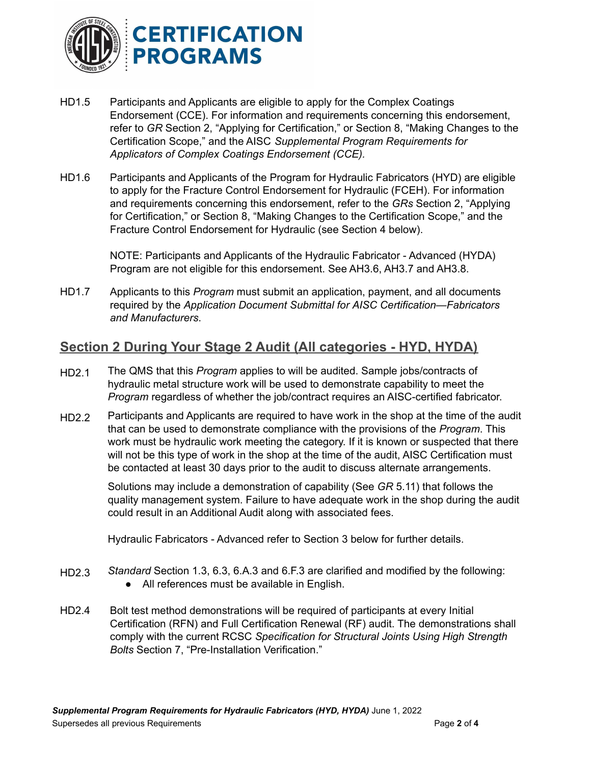HD1.5 Participants and Applicants are eligible to apply for the Complex Coatings Endorsement (CCE). For information and requirements concerning this endorsement, refer to *GR* Section 2, "Applying for Certification," or Section 8, "Making Changes to the Certification Scope," and the AISC *Supplemental Program Requirements for Applicators of Complex Coatings Endorsement (CCE).*

HD1.6 Participants and Applicants of the Program for Hydraulic Fabricators (HYD) are eligible to apply for the Fracture Control Endorsement for Hydraulic (FCEH). For information and requirements concerning this endorsement, refer to the *GRs* Section 2, "Applying for Certification," or Section 8, "Making Changes to the Certification Scope," and the Fracture Control Endorsement for Hydraulic (see Section 4 below).

NOTE: Participants and Applicants of the Hydraulic Fabricator - Advanced (HYDA) Program are not eligible for this endorsement. See AH3.6, AH3.7 and AH3.8.

HD1.7 Applicants to this *Program* must submit an application, payment, and all documents required by the *Application Document Submittal for AISC Certification—Fabricators and Manufacturers*.

## Section 2 During Your Stage 2 Audit (All categories - HYD, HYDA)

HD2.1 The QMS that this *Program* applies to will be audited. Sample jobs/contracts of hydraulic metal structure work will be used to demonstrate capability to meet the *Program* regardless of whether the job/contract requires an AISC-certified fabricator.

HD2.2 Participants and Applicants are required to have work in the shop at the time of the audit that can be used to demonstrate compliance with the provisions of the *Program*. This work must be hydraulic work meeting the category. If it is known or suspected that there will not be this type of work in the shop at the time of the audit, AISC Certification must be contacted at least 30 days prior to the audit to discuss alternate arrangements.

Solutions may include a demonstration of capability (See *GR* 5.11) that follows the quality management system. Failure to have adequate work in the shop during the audit could result in an Additional Audit along with associated fees.

Hydraulic Fabricators - Advanced refer to Section 3 below for further details.

HD2.3 *Standard* Section 1.3, 6.3, 6.A.3 and 6.F.3 are clarified and modified by the following:

- All references must be available in English.

HD2.4 Bolt test method demonstrations will be required of participants at every Initial Certification (RFN) and Full Certification Renewal (RF) audit. The demonstrations shall comply with the current RCSC *Specification for Structural Joints Using High Strength Bolts* Section 7, "Pre-Installation Verification."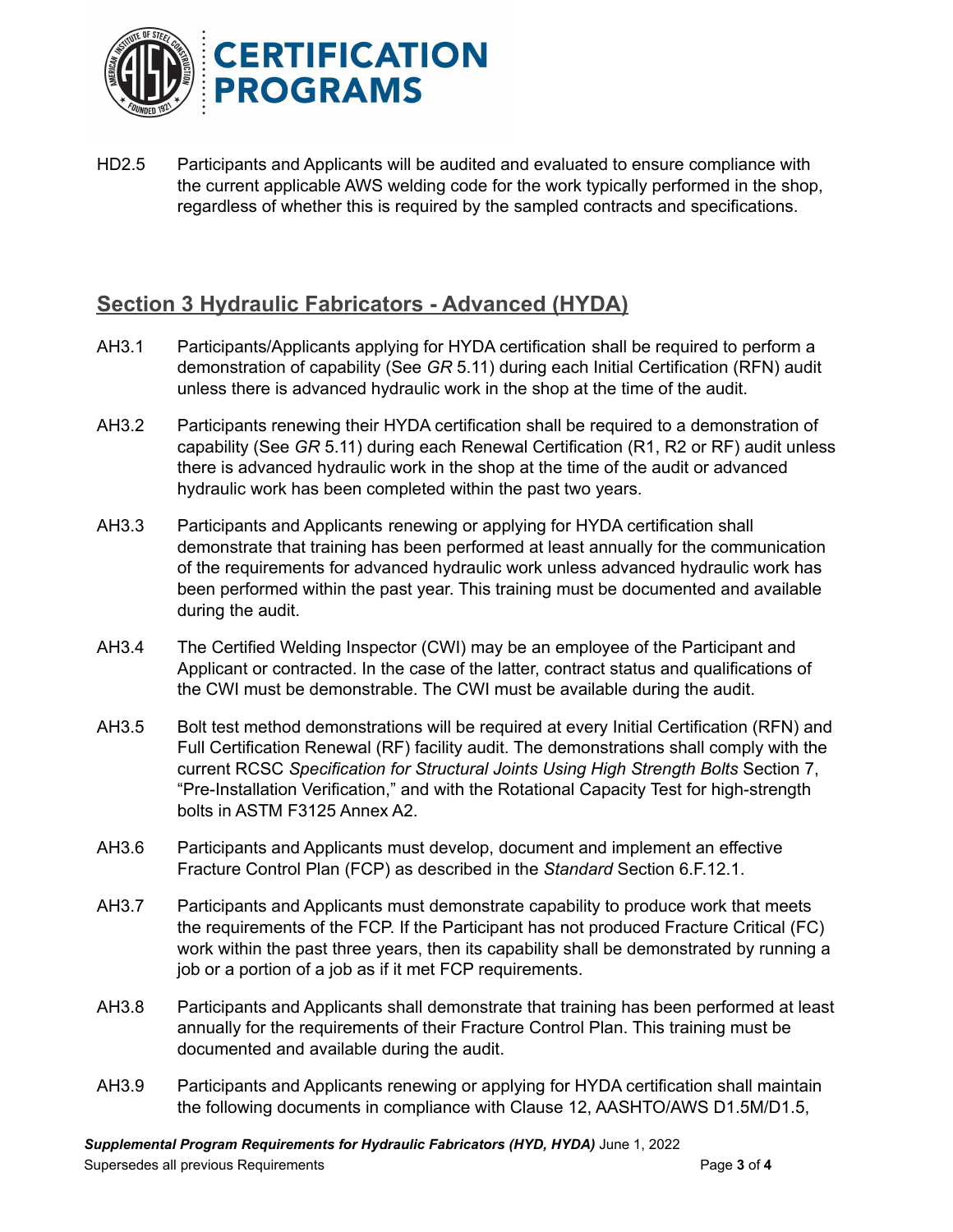HD2.5 Participants and Applicants will be audited and evaluated to ensure compliance with the current applicable AWS welding code for the work typically performed in the shop, regardless of whether this is required by the sampled contracts and specifications.

## Section 3 Hydraulic Fabricators - Advanced (HYDA)

AH3.1 Participants/Applicants applying for HYDA certification shall be required to perform a demonstration of capability (See *GR* 5.11) during each Initial Certification (RFN) audit unless there is advanced hydraulic work in the shop at the time of the audit.

AH3.2 Participants renewing their HYDA certification shall be required to a demonstration of capability (See *GR* 5.11) during each Renewal Certification (R1, R2 or RF) audit unless there is advanced hydraulic work in the shop at the time of the audit or advanced hydraulic work has been completed within the past two years.

AH3.3 Participants and Applicants renewing or applying for HYDA certification shall demonstrate that training has been performed at least annually for the communication of the requirements for advanced hydraulic work unless advanced hydraulic work has been performed within the past year. This training must be documented and available during the audit.

AH3.4 The Certified Welding Inspector (CWI) may be an employee of the Participant and Applicant or contracted. In the case of the latter, contract status and qualifications of the CWI must be demonstrable. The CWI must be available during the audit.

AH3.5 Bolt test method demonstrations will be required at every Initial Certification (RFN) and Full Certification Renewal (RF) facility audit. The demonstrations shall comply with the current RCSC *Specification for Structural Joints Using High Strength Bolts* Section 7, "Pre-Installation Verification," and with the Rotational Capacity Test for high-strength bolts in ASTM F3125 Annex A2.

AH3.6 Participants and Applicants must develop, document and implement an effective Fracture Control Plan (FCP) as described in the *Standard* Section 6.F.12.1.

AH3.7 Participants and Applicants must demonstrate capability to produce work that meets the requirements of the FCP. If the Participant has not produced Fracture Critical (FC) work within the past three years, then its capability shall be demonstrated by running a job or a portion of a job as if it met FCP requirements.

AH3.8 Participants and Applicants shall demonstrate that training has been performed at least annually for the requirements of their Fracture Control Plan. This training must be documented and available during the audit.

AH3.9 Participants and Applicants renewing or applying for HYDA certification shall maintain the following documents in compliance with Clause 12, AASHTO/AWS D1.5M/D1.5,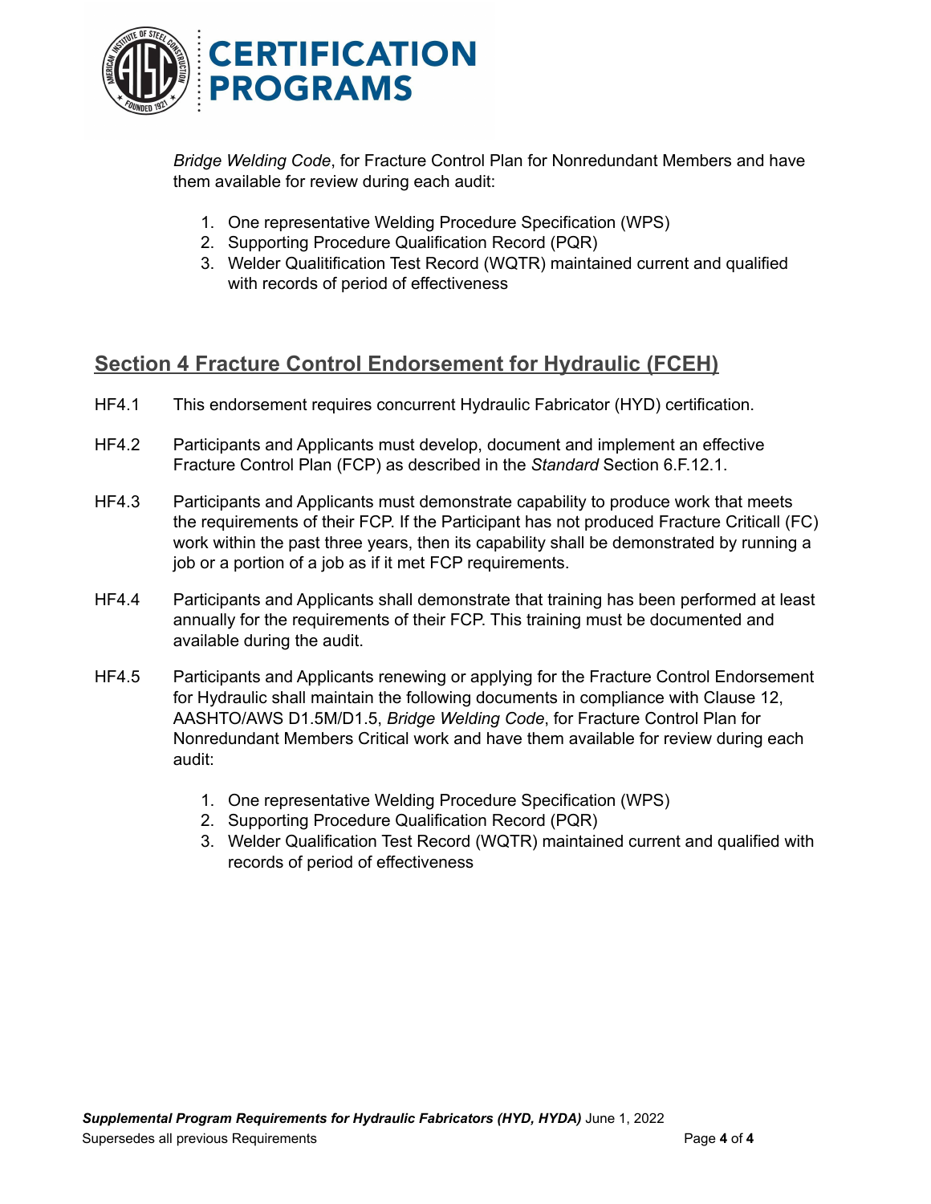*Bridge Welding Code*, for Fracture Control Plan for Nonredundant Members and have them available for review during each audit:

1. One representative Welding Procedure Specification (WPS)
2. Supporting Procedure Qualification Record (PQR)
3. Welder Qualitification Test Record (WQTR) maintained current and qualified with records of period of effectiveness

## Section 4 Fracture Control Endorsement for Hydraulic (FCEH)

HF4.1 This endorsement requires concurrent Hydraulic Fabricator (HYD) certification.

HF4.2 Participants and Applicants must develop, document and implement an effective Fracture Control Plan (FCP) as described in the *Standard* Section 6.F.12.1.

HF4.3 Participants and Applicants must demonstrate capability to produce work that meets the requirements of their FCP. If the Participant has not produced Fracture Criticall (FC) work within the past three years, then its capability shall be demonstrated by running a job or a portion of a job as if it met FCP requirements.

HF4.4 Participants and Applicants shall demonstrate that training has been performed at least annually for the requirements of their FCP. This training must be documented and available during the audit.

HF4.5 Participants and Applicants renewing or applying for the Fracture Control Endorsement for Hydraulic shall maintain the following documents in compliance with Clause 12, AASHTO/AWS D1.5M/D1.5, *Bridge Welding Code*, for Fracture Control Plan for Nonredundant Members Critical work and have them available for review during each audit:

1. One representative Welding Procedure Specification (WPS)
2. Supporting Procedure Qualification Record (PQR)
3. Welder Qualification Test Record (WQTR) maintained current and qualified with records of period of effectiveness